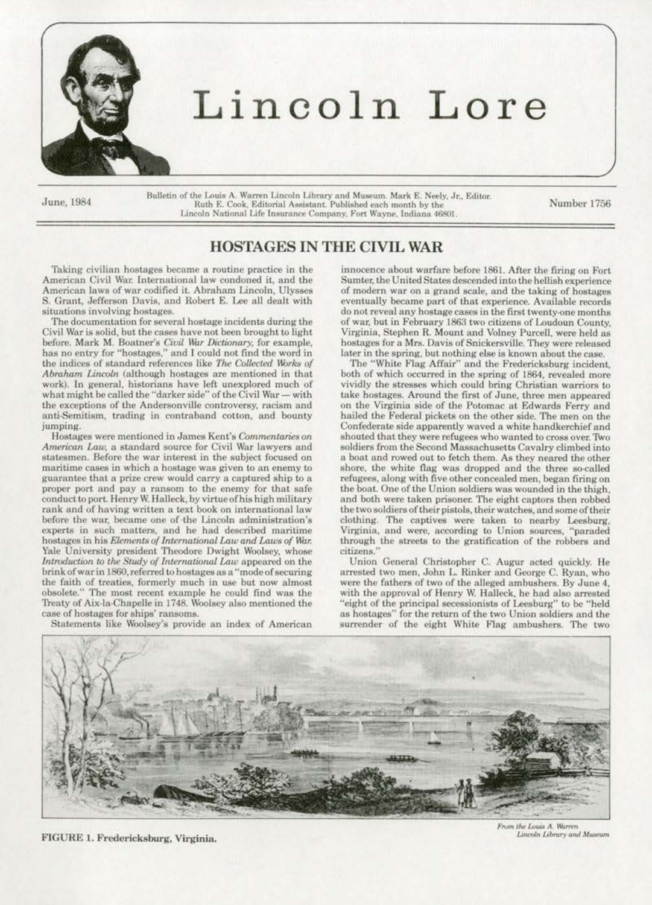# Lincoln Lore

June, 1984

Bulletin of the Louis A. Warren Lincoln Library and Museum. Mark E. Neely, Jr., Editor. Ruth E. Cook, Editorial Assistant. Published each month by the Lincoln National Life Insurance Company, Fort Wayne, Indiana 46801.

Number 1756

## HOSTAGES IN THE CIVIL WAR

Taking civilian hostages became a routine practice in the American Civil War. International law condoned it, and the American laws of war codified it. Abraham Lincoln, Ulysses S. Grant, Jefferson Davis, and Robert E. Lee all dealt with situations involving hostages.

The documentation for several hostage incidents during the Civil War is solid, but the cases have not been brought to light before. Mark M. Boatner's *Civil War Dictionary*, for example, has no entry for "hostages," and I could not find the word in the indices of standard references like *The Collected Works of Abraham Lincoln* (although hostages are mentioned in that work). In general, historians have left unexplored much of what might be called the "darker side" of the Civil War — with the exceptions of the Andersonville controversy, racism and anti-Semitism, trading in contraband cotton, and bounty jumping.

Hostages were mentioned in James Kent's *Commentaries on American Law*, a standard source for Civil War lawyers and statesmen. Before the war interest in the subject focused on maritime cases in which a hostage was given to an enemy to guarantee that a prize crew would carry a captured ship to a proper port and pay a ransom to the enemy for that safe conduct to port. Henry W. Halleck, by virtue of his high military rank and of having written a text book on international law before the war, became one of the Lincoln administration's experts in such matters, and he had described maritime hostages in his *Elements of International Law and Laws of War*. Yale University president Theodore Dwight Woolsey, whose *Introduction to the Study of International Law* appeared on the brink of war in 1860, referred to hostages as a "mode of securing the faith of treaties, formerly much in use but now almost obsolete." The most recent example he could find was the Treaty of Aix-la-Chapelle in 1748. Woolsey also mentioned the case of hostages for ships' ransoms.

Statements like Woolsey's provide an index of American innocence about warfare before 1861. After the firing on Fort Sumter, the United States descended into the hellish experience of modern war on a grand scale, and the taking of hostages eventually became part of that experience. Available records do not reveal any hostage cases in the first twenty-one months of war, but in February 1863 two citizens of Loudoun County, Virginia, Stephen R. Mount and Volney Purcell, were held as hostages for a Mrs. Davis of Snickersville. They were released later in the spring, but nothing else is known about the case.

The "White Flag Affair" and the Fredericksburg incident, both of which occurred in the spring of 1864, revealed more vividly the stresses which could bring Christian warriors to take hostages. Around the first of June, three men appeared on the Virginia side of the Potomac at Edwards Ferry and hailed the Federal pickets on the other side. The men on the Confederate side apparently waved a white handkerchief and shouted that they were refugees who wanted to cross over. Two soldiers from the Second Massachusetts Cavalry climbed into a boat and rowed out to fetch them. As they neared the other shore, the white flag was dropped and the three so-called refugees, along with five other concealed men, began firing on the boat. One of the Union soldiers was wounded in the thigh, and both were taken prisoner. The eight captors then robbed the two soldiers of their pistols, their watches, and some of their clothing. The captives were taken to nearby Leesburg, Virginia, and were, according to Union sources, "paraded through the streets to the gratification of the robbers and citizens."

Union General Christopher C. Augur acted quickly. He arrested two men, John L. Rinker and George C. Ryan, who were the fathers of two of the alleged ambushers. By June 4, with the approval of Henry W. Halleck, he had also arrested "eight of the principal secessionists of Leesburg" to be "held as hostages" for the return of the two Union soldiers and the surrender of the eight White Flag ambushers. The two

FIGURE 1. Fredericksburg, Virginia.

*From the Louis A. Warren Lincoln Library and Museum*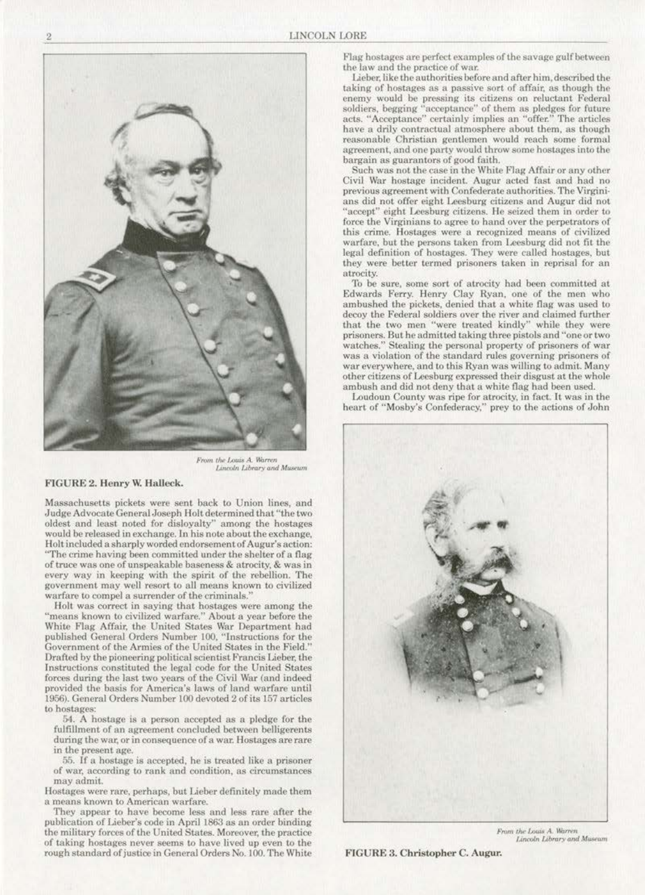From the Louis A. Warren Lincoln Library and Museum

**FIGURE 2. Henry W. Halleck.**

Massachusetts pickets were sent back to Union lines, and Judge Advocate General Joseph Holt determined that "the two oldest and least noted for disloyalty" among the hostages would be released in exchange. In his note about the exchange, Holt included a sharply worded endorsement of Augur's action: "The crime having been committed under the shelter of a flag of truce was one of unspeakable baseness & atrocity, & was in every way in keeping with the spirit of the rebellion. The government may well resort to all means known to civilized warfare to compel a surrender of the criminals."

Holt was correct in saying that hostages were among the "means known to civilized warfare." About a year before the White Flag Affair, the United States War Department had published General Orders Number 100, "Instructions for the Government of the Armies of the United States in the Field." Drafted by the pioneering political scientist Francis Lieber, the Instructions constituted the legal code for the United States forces during the last two years of the Civil War (and indeed provided the basis for America's laws of land warfare until 1956). General Orders Number 100 devoted 2 of its 157 articles to hostages:

54. A hostage is a person accepted as a pledge for the fulfillment of an agreement concluded between belligerents during the war, or in consequence of a war. Hostages are rare in the present age.

55. If a hostage is accepted, he is treated like a prisoner of war, according to rank and condition, as circumstances may admit.

Hostages were rare, perhaps, but Lieber definitely made them a means known to American warfare.

They appear to have become less and less rare after the publication of Lieber's code in April 1863 as an order binding the military forces of the United States. Moreover, the practice of taking hostages never seems to have lived up even to the rough standard of justice in General Orders No. 100. The White Flag hostages are perfect examples of the savage gulf between the law and the practice of war.

Lieber, like the authorities before and after him, described the taking of hostages as a passive sort of affair, as though the enemy would be pressing its citizens on reluctant Federal soldiers, begging "acceptance" of them as pledges for future acts. "Acceptance" certainly implies an "offer." The articles have a drily contractual atmosphere about them, as though reasonable Christian gentlemen would reach some formal agreement, and one party would throw some hostages into the bargain as guarantors of good faith.

Such was not the case in the White Flag Affair or any other Civil War hostage incident. Augur acted fast and had no previous agreement with Confederate authorities. The Virginians did not offer eight Leesburg citizens and Augur did not "accept" eight Leesburg citizens. He seized them in order to force the Virginians to agree to hand over the perpetrators of this crime. Hostages were a recognized means of civilized warfare, but the persons taken from Leesburg did not fit the legal definition of hostages. They were called hostages, but they were better termed prisoners taken in reprisal for an atrocity.

To be sure, some sort of atrocity had been committed at Edwards Ferry. Henry Clay Ryan, one of the men who ambushed the pickets, denied that a white flag was used to decoy the Federal soldiers over the river and claimed further that the two men "were treated kindly" while they were prisoners. But he admitted taking three pistols and "one or two watches." Stealing the personal property of prisoners of war was a violation of the standard rules governing prisoners of war everywhere, and to this Ryan was willing to admit. Many other citizens of Leesburg expressed their disgust at the whole ambush and did not deny that a white flag had been used.

Loudoun County was ripe for atrocity, in fact. It was in the heart of "Mosby's Confederacy," prey to the actions of John

From the Louis A. Warren Lincoln Library and Museum

**FIGURE 3. Christopher C. Augur.**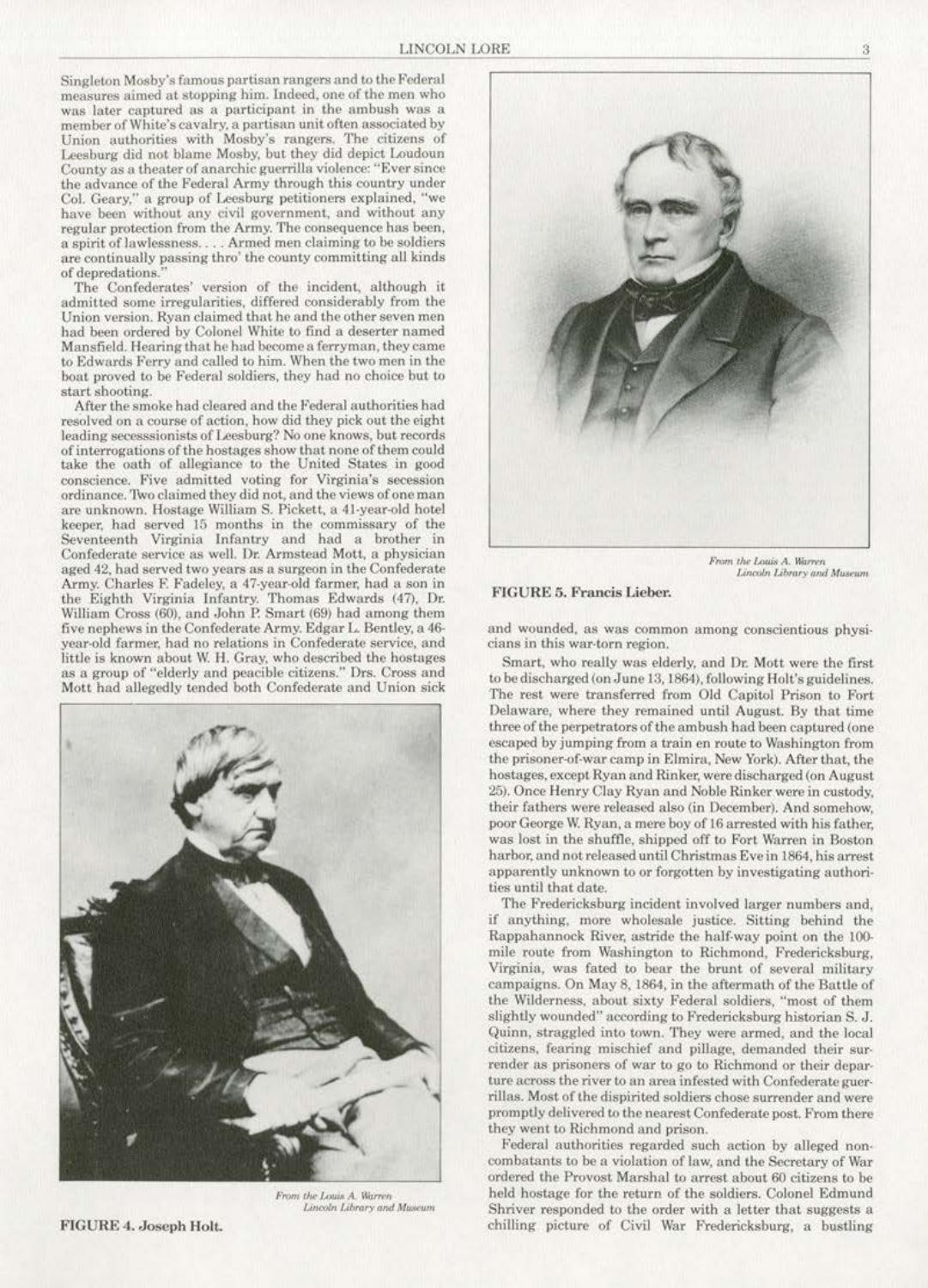Singleton Mosby's famous partisan rangers and to the Federal measures aimed at stopping him. Indeed, one of the men who was later captured as a participant in the ambush was a member of White's cavalry, a partisan unit often associated by Union authorities with Mosby's rangers. The citizens of Leesburg did not blame Mosby, but they did depict Loudoun County as a theater of anarchic guerrilla violence: "Ever since the advance of the Federal Army through this country under Col. Geary," a group of Leesburg petitioners explained, "we have been without any civil government, and without any regular protection from the Army. The consequence has been, a spirit of lawlessness. . . . Armed men claiming to be soldiers are continually passing thro' the county committing all kinds of depredations."

The Confederates' version of the incident, although it admitted some irregularities, differed considerably from the Union version. Ryan claimed that he and the other seven men had been ordered by Colonel White to find a deserter named Mansfield. Hearing that he had become a ferryman, they came to Edwards Ferry and called to him. When the two men in the boat proved to be Federal soldiers, they had no choice but to start shooting.

After the smoke had cleared and the Federal authorities had resolved on a course of action, how did they pick out the eight leading secessionists of Leesburg? No one knows, but records of interrogations of the hostages show that none of them could take the oath of allegiance to the United States in good conscience. Five admitted voting for Virginia's secession ordinance. Two claimed they did not, and the views of one man are unknown. Hostage William S. Pickett, a 41-year-old hotel keeper, had served 15 months in the commissary of the Seventeenth Virginia Infantry and had a brother in Confederate service as well. Dr. Armstead Mott, a physician aged 42, had served two years as a surgeon in the Confederate Army. Charles F. Fadeley, a 47-year-old farmer, had a son in the Eighth Virginia Infantry. Thomas Edwards (47), Dr. William Cross (60), and John P. Smart (69) had among them five nephews in the Confederate Army. Edgar L. Bentley, a 46-year-old farmer, had no relations in Confederate service, and little is known about W. H. Gray, who described the hostages as a group of "elderly and peacible citizens." Drs. Cross and Mott had allegedly tended both Confederate and Union sick and wounded, as was common among conscientious physicians in this war-torn region.

From the Louis A. Warren Lincoln Library and Museum

**FIGURE 4. Joseph Holt.**

From the Louis A. Warren Lincoln Library and Museum

**FIGURE 5. Francis Lieber.**

Smart, who really was elderly, and Dr. Mott were the first to be discharged (on June 13, 1864), following Holt's guidelines. The rest were transferred from Old Capitol Prison to Fort Delaware, where they remained until August. By that time three of the perpetrators of the ambush had been captured (one escaped by jumping from a train en route to Washington from the prisoner-of-war camp in Elmira, New York). After that, the hostages, except Ryan and Rinker, were discharged (on August 25). Once Henry Clay Ryan and Noble Rinker were in custody, their fathers were released also (in December). And somehow, poor George W. Ryan, a mere boy of 16 arrested with his father, was lost in the shuffle, shipped off to Fort Warren in Boston harbor, and not released until Christmas Eve in 1864, his arrest apparently unknown to or forgotten by investigating authorities until that date.

The Fredericksburg incident involved larger numbers and, if anything, more wholesale justice. Sitting behind the Rappahannock River, astride the half-way point on the 100-mile route from Washington to Richmond, Fredericksburg, Virginia, was fated to bear the brunt of several military campaigns. On May 8, 1864, in the aftermath of the Battle of the Wilderness, about sixty Federal soldiers, "most of them slightly wounded" according to Fredericksburg historian S. J. Quinn, straggled into town. They were armed, and the local citizens, fearing mischief and pillage, demanded their surrender as prisoners of war to go to Richmond or their departure across the river to an area infested with Confederate guerrillas. Most of the dispirited soldiers chose surrender and were promptly delivered to the nearest Confederate post. From there they went to Richmond and prison.

Federal authorities regarded such action by alleged noncombatants to be a violation of law, and the Secretary of War ordered the Provost Marshal to arrest about 60 citizens to be held hostage for the return of the soldiers. Colonel Edmund Shriver responded to the order with a letter that suggests a chilling picture of Civil War Fredericksburg, a bustling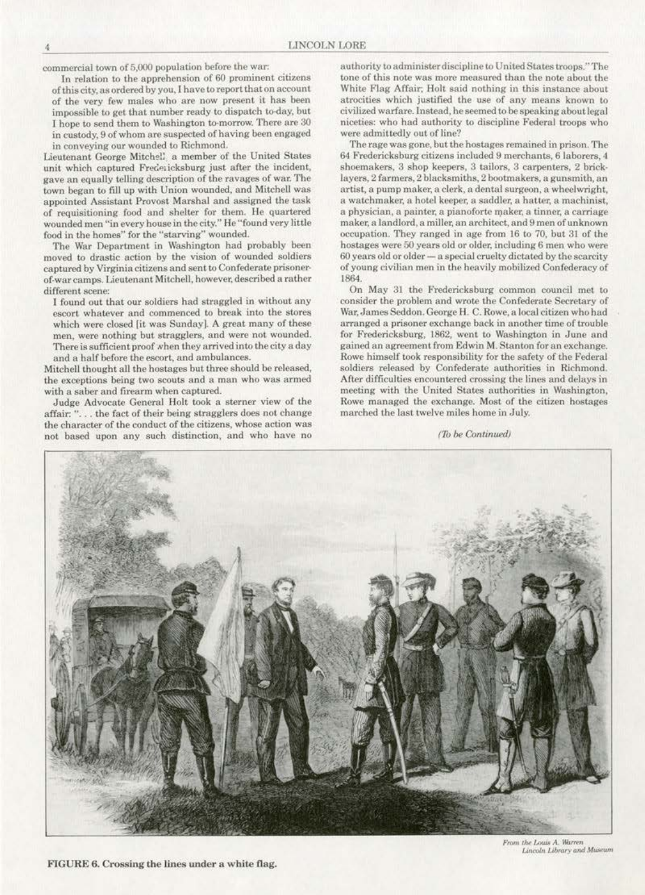commercial town of 5,000 population before the war:

In relation to the apprehension of 60 prominent citizens of this city, as ordered by you, I have to report that on account of the very few males who are now present it has been impossible to get that number ready to dispatch to-day, but I hope to send them to Washington to-morrow. There are 30 in custody, 9 of whom are suspected of having been engaged in conveying our wounded to Richmond.

Lieutenant George Mitchell, a member of the United States unit which captured Fredericksburg just after the incident, gave an equally telling description of the ravages of war. The town began to fill up with Union wounded, and Mitchell was appointed Assistant Provost Marshal and assigned the task of requisitioning food and shelter for them. He quartered wounded men "in every house in the city." He "found very little food in the homes" for the "starving" wounded.

The War Department in Washington had probably been moved to drastic action by the vision of wounded soldiers captured by Virginia citizens and sent to Confederate prisoner-of-war camps. Lieutenant Mitchell, however, described a rather different scene:

I found out that our soldiers had straggled in without any escort whatever and commenced to break into the stores which were closed [it was Sunday]. A great many of these men, were nothing but stragglers, and were not wounded. There is sufficient proof when they arrived into the city a day and a half before the escort, and ambulances.

Mitchell thought all the hostages but three should be released, the exceptions being two scouts and a man who was armed with a saber and firearm when captured.

Judge Advocate General Holt took a sterner view of the affair: ". . . the fact of their being stragglers does not change the character of the conduct of the citizens, whose action was not based upon any such distinction, and who have no authority to administer discipline to United States troops." The tone of this note was more measured than the note about the White Flag Affair; Holt said nothing in this instance about atrocities which justified the use of any means known to civilized warfare. Instead, he seemed to be speaking about legal niceties: who had authority to discipline Federal troops who were admittedly out of line?

The rage was gone, but the hostages remained in prison. The 64 Fredericksburg citizens included 9 merchants, 6 laborers, 4 shoemakers, 3 shop keepers, 3 tailors, 3 carpenters, 2 bricklayers, 2 farmers, 2 blacksmiths, 2 bootmakers, a gunsmith, an artist, a pump maker, a clerk, a dental surgeon, a wheelwright, a watchmaker, a hotel keeper, a saddler, a hatter, a machinist, a physician, a painter, a pianoforte maker, a tinner, a carriage maker, a landlord, a miller, an architect, and 9 men of unknown occupation. They ranged in age from 16 to 70, but 31 of the hostages were 50 years old or older, including 6 men who were 60 years old or older — a special cruelty dictated by the scarcity of young civilian men in the heavily mobilized Confederacy of 1864.

On May 31 the Fredericksburg common council met to consider the problem and wrote the Confederate Secretary of War, James Seddon. George H. C. Rowe, a local citizen who had arranged a prisoner exchange back in another time of trouble for Fredericksburg, 1862, went to Washington in June and gained an agreement from Edwin M. Stanton for an exchange. Rowe himself took responsibility for the safety of the Federal soldiers released by Confederate authorities in Richmond. After difficulties encountered crossing the lines and delays in meeting with the United States authorities in Washington, Rowe managed the exchange. Most of the citizen hostages marched the last twelve miles home in July.

*(To be Continued)*

*From the Louis A. Warren Lincoln Library and Museum*

**FIGURE 6. Crossing the lines under a white flag.**